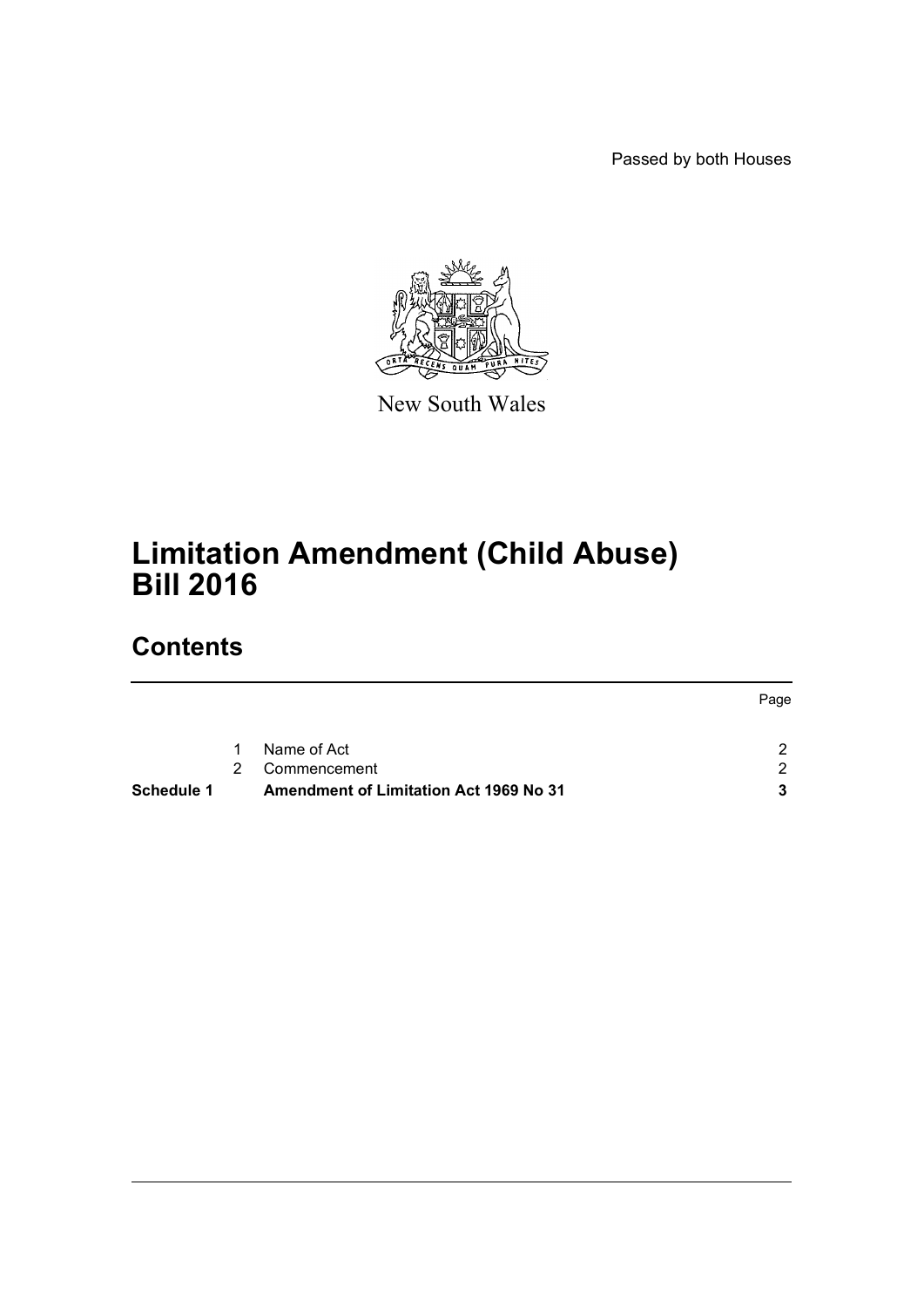Passed by both Houses

New South Wales

# Limitation Amendment (Child Abuse) Bill 2016

## Contents

| | | | Page |
|---|---|---|---|
| | 1 | Name of Act | 2 |
| | 2 | Commencement | 2 |
| **Schedule 1** | | **Amendment of Limitation Act 1969 No 31** | **3** |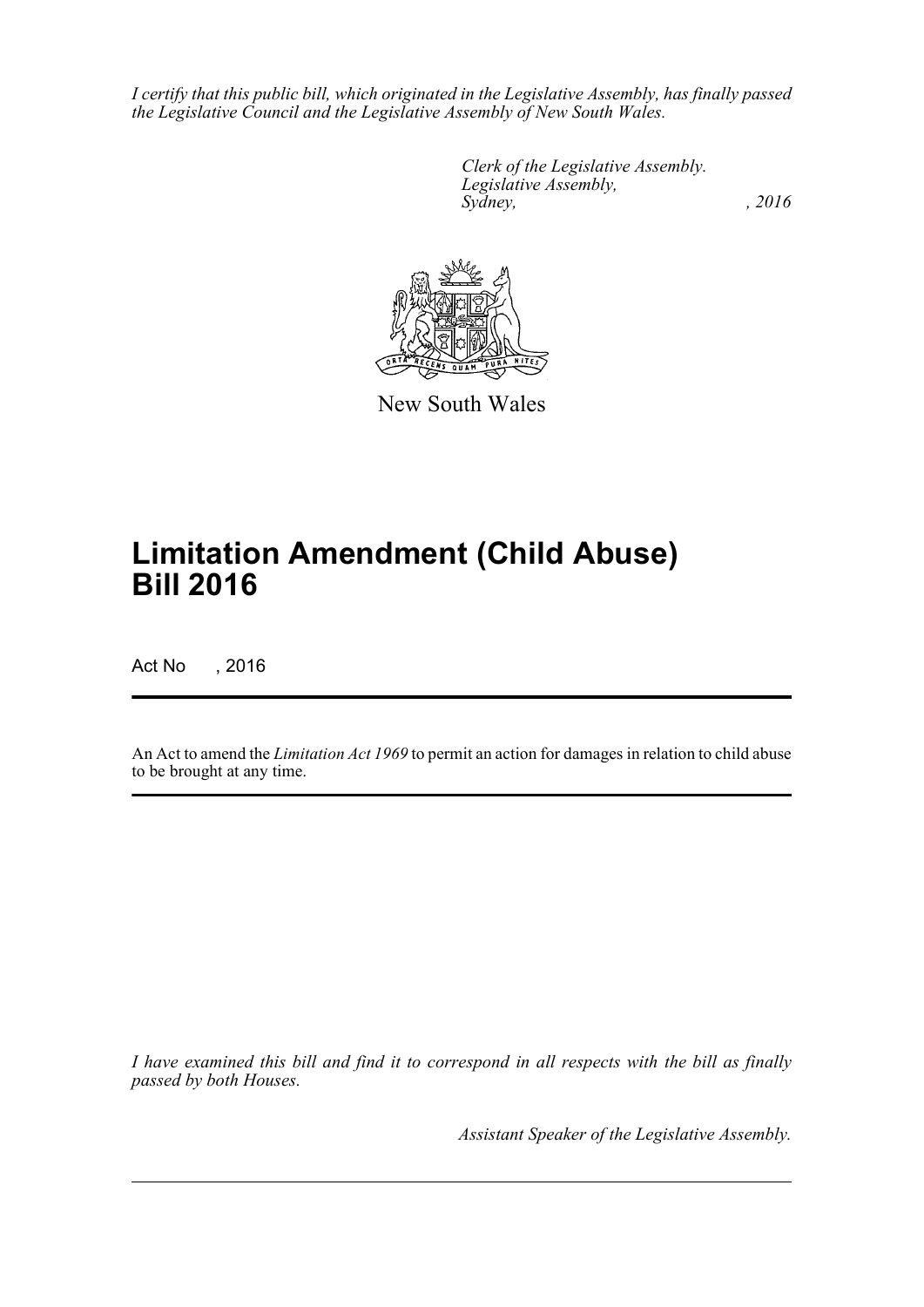*I certify that this public bill, which originated in the Legislative Assembly, has finally passed the Legislative Council and the Legislative Assembly of New South Wales.*

*Clerk of the Legislative Assembly.*
*Legislative Assembly,*
*Sydney, , 2016*

New South Wales

# Limitation Amendment (Child Abuse) Bill 2016

Act No , 2016

An Act to amend the *Limitation Act 1969* to permit an action for damages in relation to child abuse to be brought at any time.

*I have examined this bill and find it to correspond in all respects with the bill as finally passed by both Houses.*

*Assistant Speaker of the Legislative Assembly.*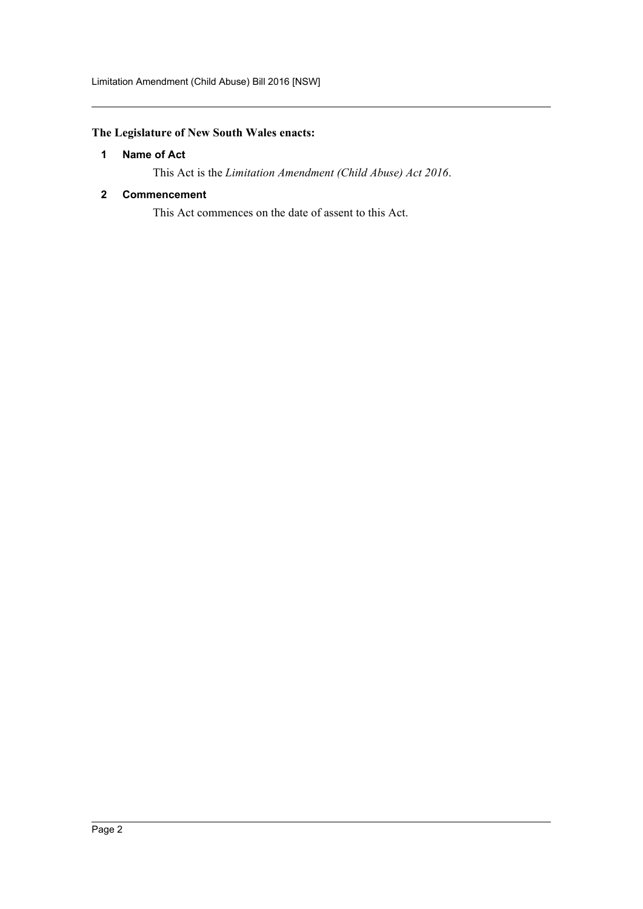**The Legislature of New South Wales enacts:**

## 1 Name of Act

This Act is the *Limitation Amendment (Child Abuse) Act 2016*.

## 2 Commencement

This Act commences on the date of assent to this Act.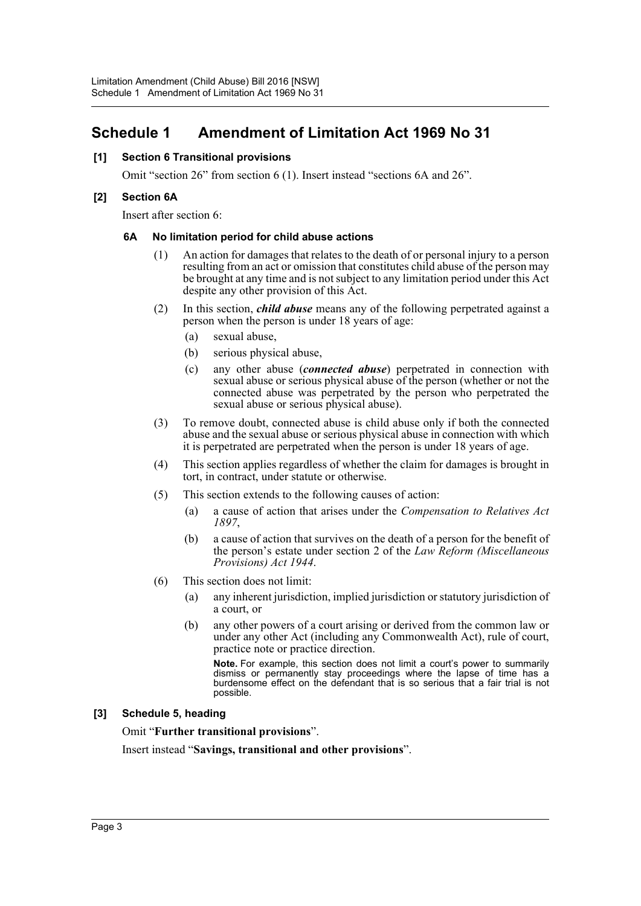# Schedule 1 Amendment of Limitation Act 1969 No 31

### [1] Section 6 Transitional provisions

Omit "section 26" from section 6 (1). Insert instead "sections 6A and 26".

### [2] Section 6A

Insert after section 6:

#### 6A No limitation period for child abuse actions

(1) An action for damages that relates to the death of or personal injury to a person resulting from an act or omission that constitutes child abuse of the person may be brought at any time and is not subject to any limitation period under this Act despite any other provision of this Act.

(2) In this section, ***child abuse*** means any of the following perpetrated against a person when the person is under 18 years of age:

- (a) sexual abuse,
- (b) serious physical abuse,
- (c) any other abuse (***connected abuse***) perpetrated in connection with sexual abuse or serious physical abuse of the person (whether or not the connected abuse was perpetrated by the person who perpetrated the sexual abuse or serious physical abuse).

(3) To remove doubt, connected abuse is child abuse only if both the connected abuse and the sexual abuse or serious physical abuse in connection with which it is perpetrated are perpetrated when the person is under 18 years of age.

(4) This section applies regardless of whether the claim for damages is brought in tort, in contract, under statute or otherwise.

(5) This section extends to the following causes of action:

- (a) a cause of action that arises under the *Compensation to Relatives Act 1897*,
- (b) a cause of action that survives on the death of a person for the benefit of the person's estate under section 2 of the *Law Reform (Miscellaneous Provisions) Act 1944*.

(6) This section does not limit:

- (a) any inherent jurisdiction, implied jurisdiction or statutory jurisdiction of a court, or
- (b) any other powers of a court arising or derived from the common law or under any other Act (including any Commonwealth Act), rule of court, practice note or practice direction.

**Note.** For example, this section does not limit a court's power to summarily dismiss or permanently stay proceedings where the lapse of time has a burdensome effect on the defendant that is so serious that a fair trial is not possible.

### [3] Schedule 5, heading

Omit "**Further transitional provisions**".

Insert instead "**Savings, transitional and other provisions**".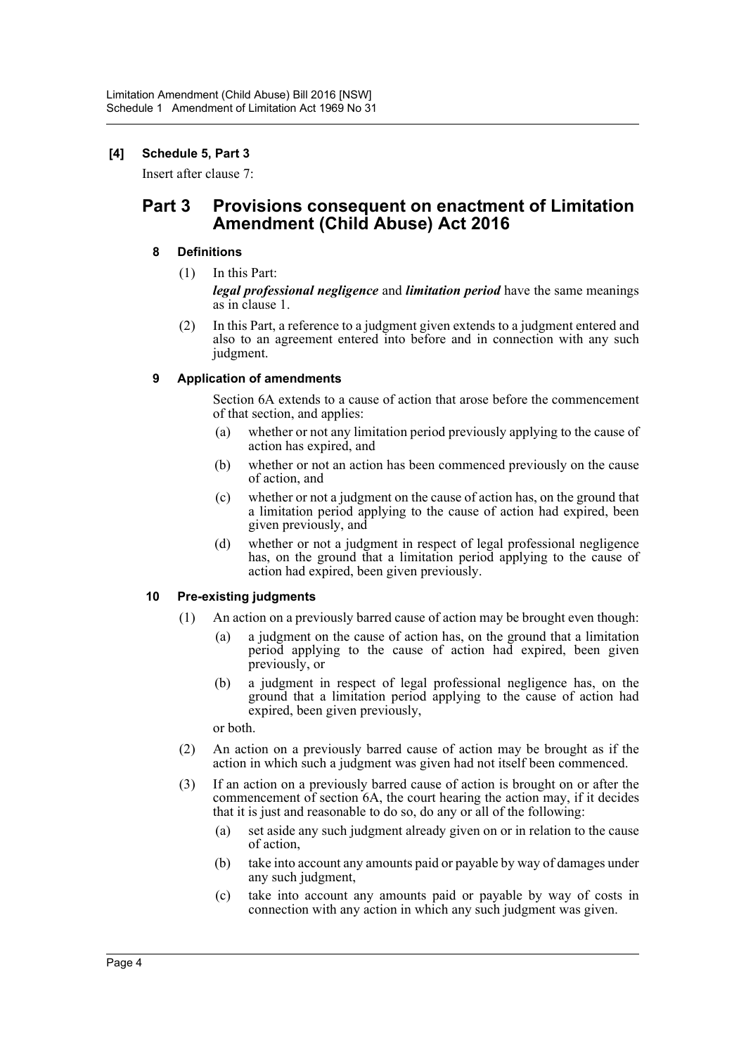### [4] Schedule 5, Part 3

Insert after clause 7:

## Part 3 Provisions consequent on enactment of Limitation Amendment (Child Abuse) Act 2016

### 8 Definitions

(1) In this Part:

***legal professional negligence*** and ***limitation period*** have the same meanings as in clause 1.

(2) In this Part, a reference to a judgment given extends to a judgment entered and also to an agreement entered into before and in connection with any such judgment.

### 9 Application of amendments

Section 6A extends to a cause of action that arose before the commencement of that section, and applies:

(a) whether or not any limitation period previously applying to the cause of action has expired, and

(b) whether or not an action has been commenced previously on the cause of action, and

(c) whether or not a judgment on the cause of action has, on the ground that a limitation period applying to the cause of action had expired, been given previously, and

(d) whether or not a judgment in respect of legal professional negligence has, on the ground that a limitation period applying to the cause of action had expired, been given previously.

### 10 Pre-existing judgments

(1) An action on a previously barred cause of action may be brought even though:

(a) a judgment on the cause of action has, on the ground that a limitation period applying to the cause of action had expired, been given previously, or

(b) a judgment in respect of legal professional negligence has, on the ground that a limitation period applying to the cause of action had expired, been given previously,

or both.

(2) An action on a previously barred cause of action may be brought as if the action in which such a judgment was given had not itself been commenced.

(3) If an action on a previously barred cause of action is brought on or after the commencement of section 6A, the court hearing the action may, if it decides that it is just and reasonable to do so, do any or all of the following:

(a) set aside any such judgment already given on or in relation to the cause of action,

(b) take into account any amounts paid or payable by way of damages under any such judgment,

(c) take into account any amounts paid or payable by way of costs in connection with any action in which any such judgment was given.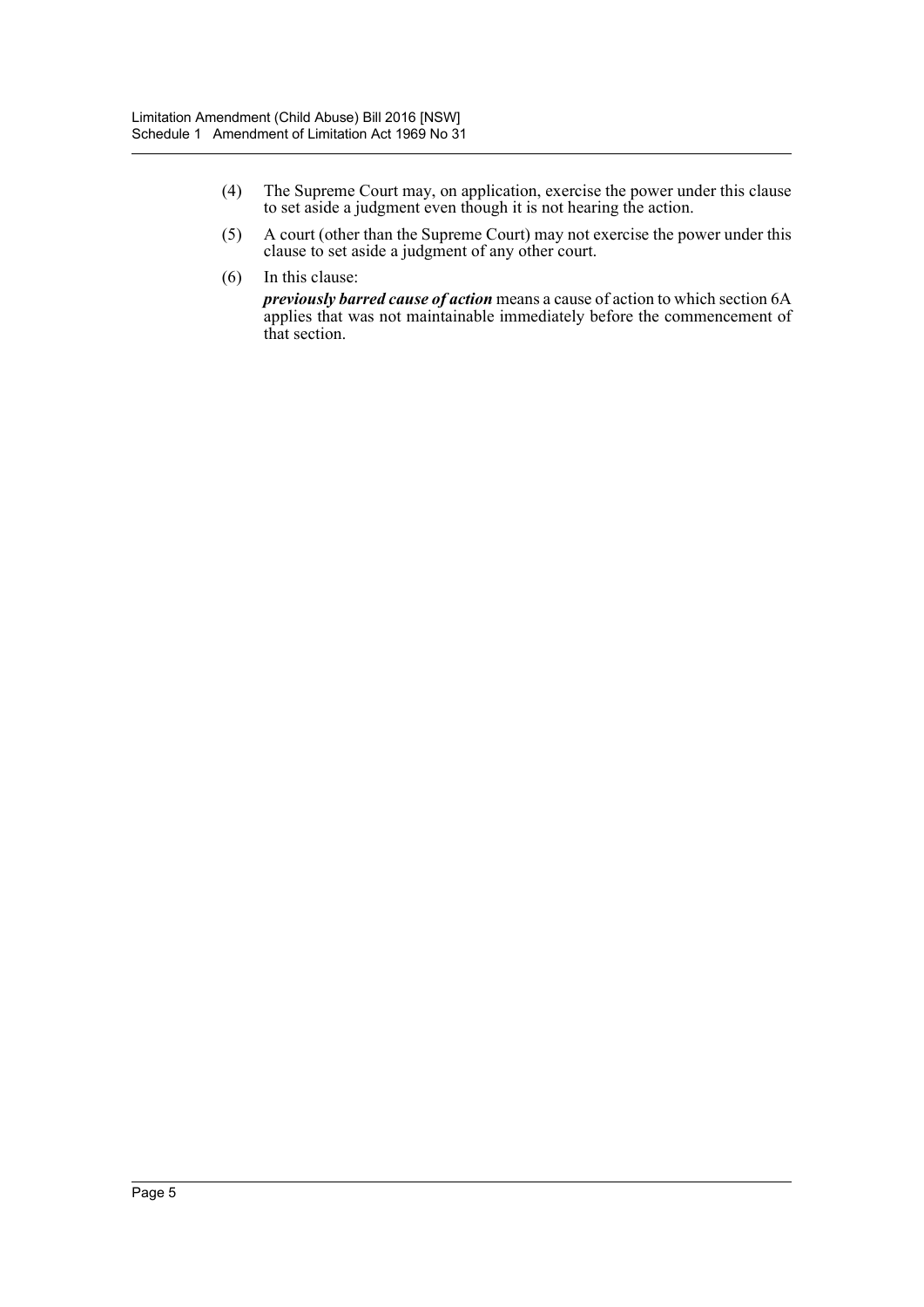(4) The Supreme Court may, on application, exercise the power under this clause to set aside a judgment even though it is not hearing the action.

(5) A court (other than the Supreme Court) may not exercise the power under this clause to set aside a judgment of any other court.

(6) In this clause:

***previously barred cause of action*** means a cause of action to which section 6A applies that was not maintainable immediately before the commencement of that section.